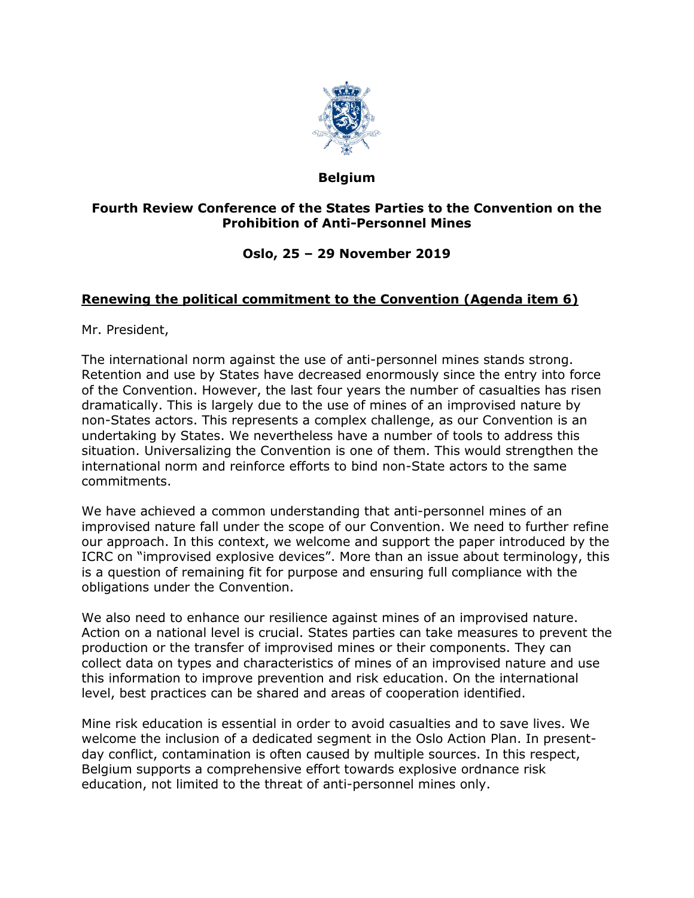**Belgium**

**Fourth Review Conference of the States Parties to the Convention on the Prohibition of Anti-Personnel Mines**

**Oslo, 25 – 29 November 2019**

**Renewing the political commitment to the Convention (Agenda item 6)**

Mr. President,

The international norm against the use of anti-personnel mines stands strong. Retention and use by States have decreased enormously since the entry into force of the Convention. However, the last four years the number of casualties has risen dramatically. This is largely due to the use of mines of an improvised nature by non-States actors. This represents a complex challenge, as our Convention is an undertaking by States. We nevertheless have a number of tools to address this situation. Universalizing the Convention is one of them. This would strengthen the international norm and reinforce efforts to bind non-State actors to the same commitments.

We have achieved a common understanding that anti-personnel mines of an improvised nature fall under the scope of our Convention. We need to further refine our approach. In this context, we welcome and support the paper introduced by the ICRC on "improvised explosive devices". More than an issue about terminology, this is a question of remaining fit for purpose and ensuring full compliance with the obligations under the Convention.

We also need to enhance our resilience against mines of an improvised nature. Action on a national level is crucial. States parties can take measures to prevent the production or the transfer of improvised mines or their components. They can collect data on types and characteristics of mines of an improvised nature and use this information to improve prevention and risk education. On the international level, best practices can be shared and areas of cooperation identified.

Mine risk education is essential in order to avoid casualties and to save lives. We welcome the inclusion of a dedicated segment in the Oslo Action Plan. In present-day conflict, contamination is often caused by multiple sources. In this respect, Belgium supports a comprehensive effort towards explosive ordnance risk education, not limited to the threat of anti-personnel mines only.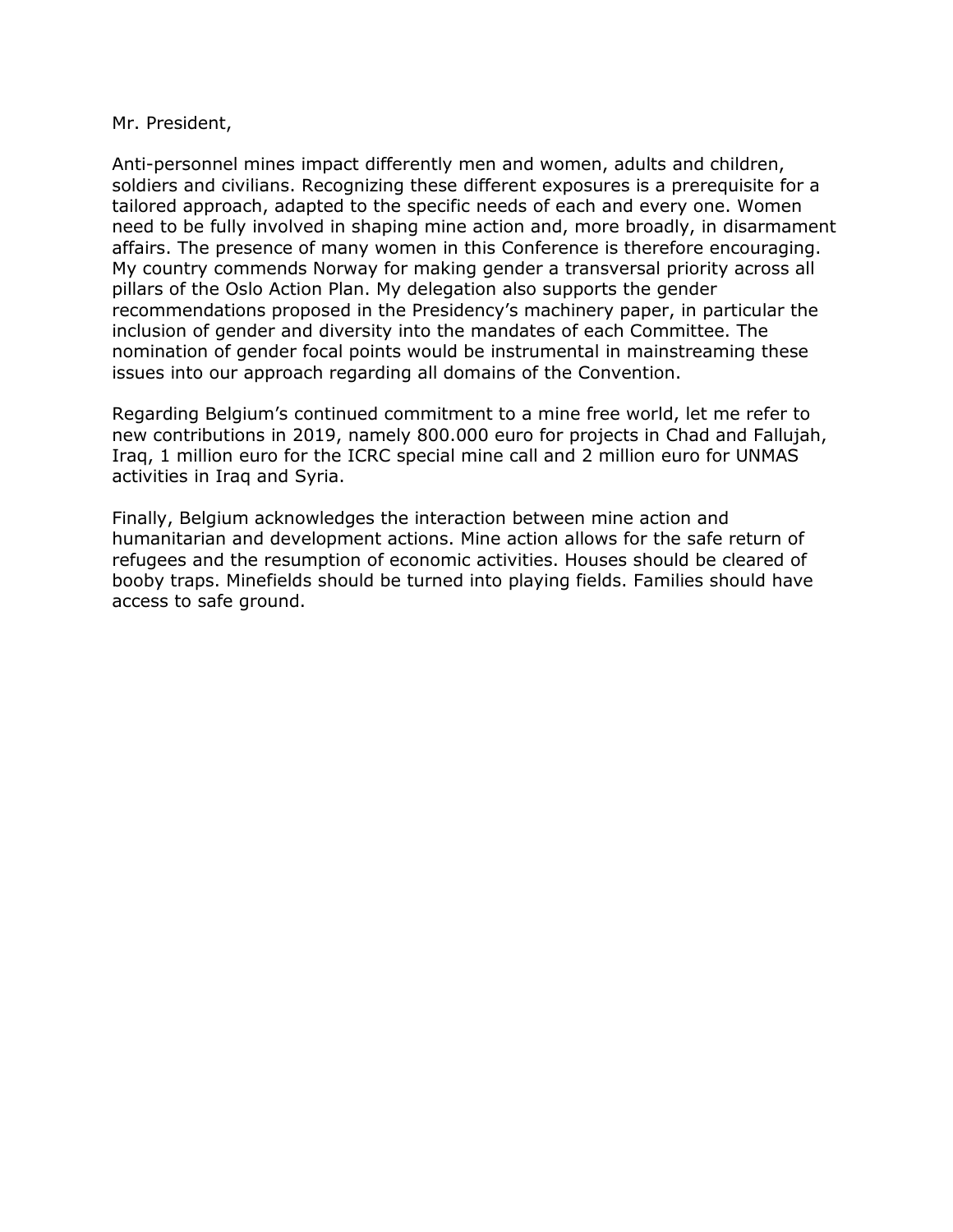Mr. President,

Anti-personnel mines impact differently men and women, adults and children, soldiers and civilians. Recognizing these different exposures is a prerequisite for a tailored approach, adapted to the specific needs of each and every one. Women need to be fully involved in shaping mine action and, more broadly, in disarmament affairs. The presence of many women in this Conference is therefore encouraging. My country commends Norway for making gender a transversal priority across all pillars of the Oslo Action Plan. My delegation also supports the gender recommendations proposed in the Presidency's machinery paper, in particular the inclusion of gender and diversity into the mandates of each Committee. The nomination of gender focal points would be instrumental in mainstreaming these issues into our approach regarding all domains of the Convention.

Regarding Belgium's continued commitment to a mine free world, let me refer to new contributions in 2019, namely 800.000 euro for projects in Chad and Fallujah, Iraq, 1 million euro for the ICRC special mine call and 2 million euro for UNMAS activities in Iraq and Syria.

Finally, Belgium acknowledges the interaction between mine action and humanitarian and development actions. Mine action allows for the safe return of refugees and the resumption of economic activities. Houses should be cleared of booby traps. Minefields should be turned into playing fields. Families should have access to safe ground.